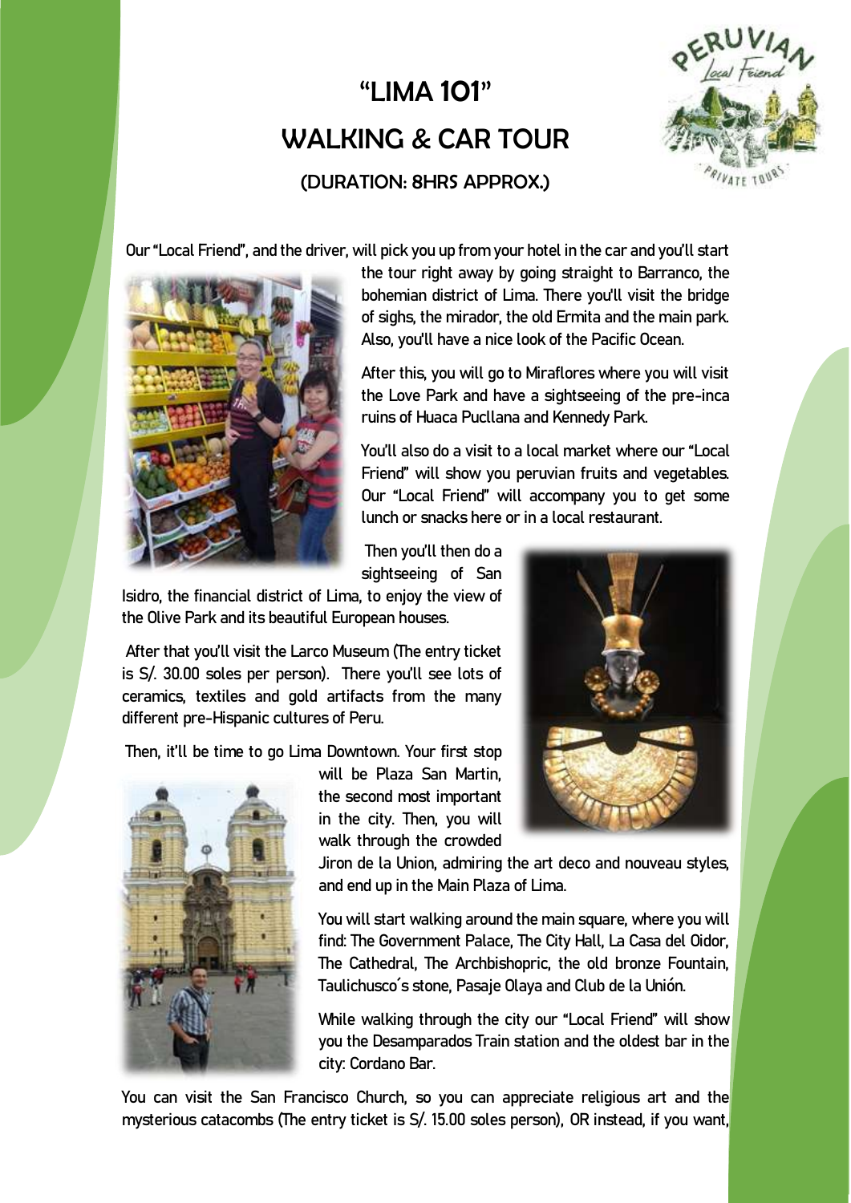# "LIMA 101"

# WALKING & CAR TOUR

### (DURATION: 8HRS APPROX.)

Our "Local Friend", and the driver, will pick you up from your hotel in the car and you'll start the tour right away by going straight to Barranco, the bohemian district of Lima. There you'll visit the bridge of sighs, the mirador, the old Ermita and the main park. Also, you'll have a nice look of the Pacific Ocean.

After this, you will go to Miraflores where you will visit the Love Park and have a sightseeing of the pre-inca ruins of Huaca Pucllana and Kennedy Park.

You'll also do a visit to a local market where our "Local Friend" will show you peruvian fruits and vegetables. Our "Local Friend" will accompany you to get some lunch or snacks here or in a local restaurant.

Then you'll then do a sightseeing of San Isidro, the financial district of Lima, to enjoy the view of the Olive Park and its beautiful European houses.

After that you'll visit the Larco Museum (The entry ticket is S/. 30.00 soles per person). There you'll see lots of ceramics, textiles and gold artifacts from the many different pre-Hispanic cultures of Peru.

Then, it'll be time to go Lima Downtown. Your first stop will be Plaza San Martin, the second most important in the city. Then, you will walk through the crowded Jiron de la Union, admiring the art deco and nouveau styles, and end up in the Main Plaza of Lima.

You will start walking around the main square, where you will find: The Government Palace, The City Hall, La Casa del Oidor, The Cathedral, The Archbishopric, the old bronze Fountain, Taulichusco´s stone, Pasaje Olaya and Club de la Unión.

While walking through the city our "Local Friend" will show you the Desamparados Train station and the oldest bar in the city: Cordano Bar.

You can visit the San Francisco Church, so you can appreciate religious art and the mysterious catacombs (The entry ticket is S/. 15.00 soles person), OR instead, if you want,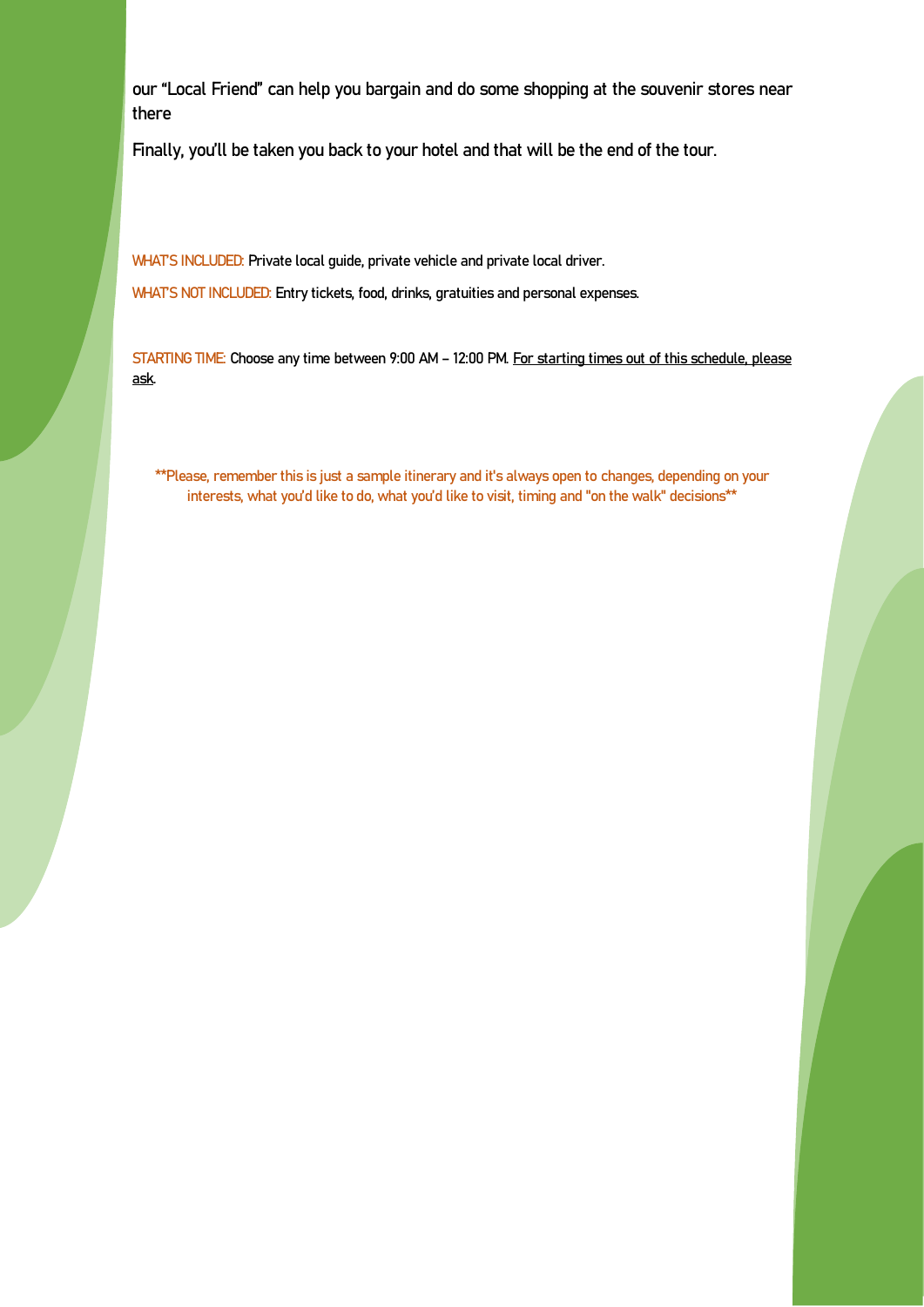our “Local Friend” can help you bargain and do some shopping at the souvenir stores near there

Finally, you’ll be taken you back to your hotel and that will be the end of the tour.

WHAT'S INCLUDED: Private local guide, private vehicle and private local driver.

WHAT'S NOT INCLUDED: Entry tickets, food, drinks, gratuities and personal expenses.

STARTING TIME: Choose any time between 9:00 AM – 12:00 PM. For starting times out of this schedule, please ask.

**Please, remember this is just a sample itinerary and it's always open to changes, depending on your interests, what you'd like to do, what you'd like to visit, timing and "on the walk" decisions**